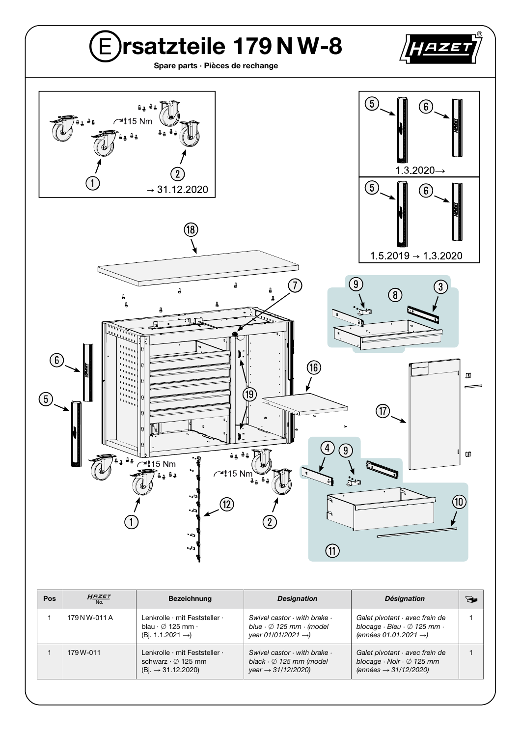# Ersatzteile 179 N W-8

**Spare parts · Pièces de rechange**

| Pos | HAZET No. | Bezeichnung | *Designation* | *Désignation* | |
|---|---|---|---|---|---|
| 1 | 179 N W-011 A | Lenkrolle · mit Feststeller · blau · ∅ 125 mm · (Bj. 1.1.2021 →) | *Swivel castor · with brake · blue · ∅ 125 mm · (model year 01/01/2021 →)* | *Galet pivotant · avec frein de blocage · Bleu · ∅ 125 mm · (années 01.01.2021 →)* | 1 |
| 1 | 179 W-011 | Lenkrolle · mit Feststeller · schwarz · ∅ 125 mm (Bj. → 31.12.2020) | *Swivel castor · with brake · black · ∅ 125 mm (model year → 31/12/2020)* | *Galet pivotant · avec frein de blocage · Noir · ∅ 125 mm (années → 31/12/2020)* | 1 |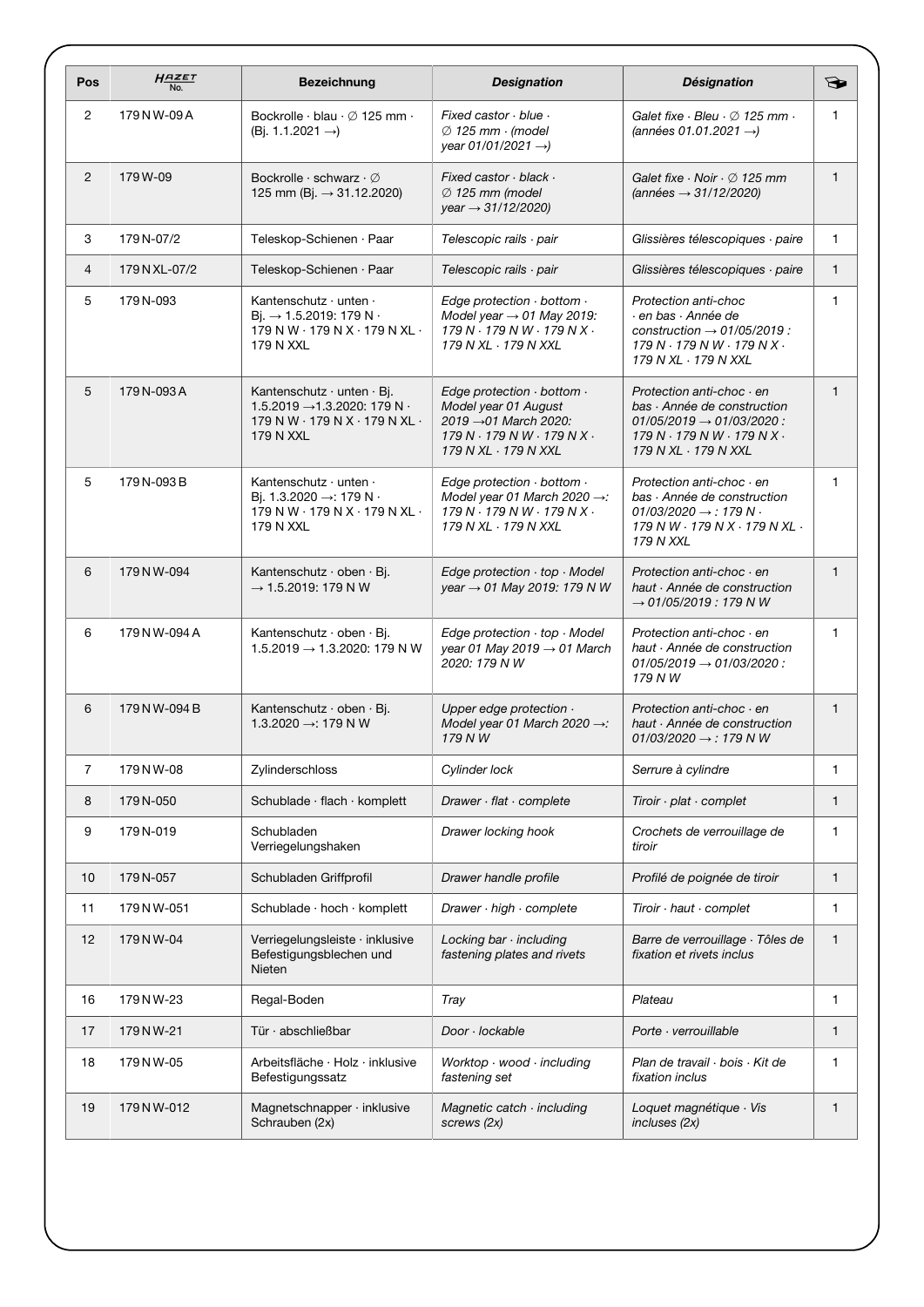| Pos | HAZET No. | Bezeichnung | *Designation* | *Désignation* | |
|---|---|---|---|---|---|
| 2 | 179 N W-09 A | Bockrolle · blau · ∅ 125 mm · (Bj. 1.1.2021 →) | *Fixed castor · blue · ∅ 125 mm · (model year 01/01/2021 →)* | *Galet fixe · Bleu · ∅ 125 mm · (années 01.01.2021 →)* | 1 |
| 2 | 179 W-09 | Bockrolle · schwarz · ∅ 125 mm (Bj. → 31.12.2020) | *Fixed castor · black · ∅ 125 mm (model year → 31/12/2020)* | *Galet fixe · Noir · ∅ 125 mm (années → 31/12/2020)* | 1 |
| 3 | 179 N-07/2 | Teleskop-Schienen · Paar | *Telescopic rails · pair* | *Glissières télescopiques · paire* | 1 |
| 4 | 179 N XL-07/2 | Teleskop-Schienen · Paar | *Telescopic rails · pair* | *Glissières télescopiques · paire* | 1 |
| 5 | 179 N-093 | Kantenschutz · unten · Bj. → 1.5.2019: 179 N · 179 N W · 179 N X · 179 N XL · 179 N XXL | *Edge protection · bottom · Model year → 01 May 2019: 179 N · 179 N W · 179 N X · 179 N XL · 179 N XXL* | *Protection anti-choc · en bas · Année de construction → 01/05/2019 : 179 N · 179 N W · 179 N X · 179 N XL · 179 N XXL* | 1 |
| 5 | 179 N-093 A | Kantenschutz · unten · Bj. 1.5.2019 →1.3.2020: 179 N · 179 N W · 179 N X · 179 N XL · 179 N XXL | *Edge protection · bottom · Model year 01 August 2019 →01 March 2020: 179 N · 179 N W · 179 N X · 179 N XL · 179 N XXL* | *Protection anti-choc · en bas · Année de construction 01/05/2019 → 01/03/2020 : 179 N · 179 N W · 179 N X · 179 N XL · 179 N XXL* | 1 |
| 5 | 179 N-093 B | Kantenschutz · unten · Bj. 1.3.2020 →: 179 N · 179 N W · 179 N X · 179 N XL · 179 N XXL | *Edge protection · bottom · Model year 01 March 2020 →: 179 N · 179 N W · 179 N X · 179 N XL · 179 N XXL* | *Protection anti-choc · en bas · Année de construction 01/03/2020 → : 179 N · 179 N W · 179 N X · 179 N XL · 179 N XXL* | 1 |
| 6 | 179 N W-094 | Kantenschutz · oben · Bj. → 1.5.2019: 179 N W | *Edge protection · top · Model year → 01 May 2019: 179 N W* | *Protection anti-choc · en haut · Année de construction → 01/05/2019 : 179 N W* | 1 |
| 6 | 179 N W-094 A | Kantenschutz · oben · Bj. 1.5.2019 → 1.3.2020: 179 N W | *Edge protection · top · Model year 01 May 2019 → 01 March 2020: 179 N W* | *Protection anti-choc · en haut · Année de construction 01/05/2019 → 01/03/2020 : 179 N W* | 1 |
| 6 | 179 N W-094 B | Kantenschutz · oben · Bj. 1.3.2020 →: 179 N W | *Upper edge protection · Model year 01 March 2020 →: 179 N W* | *Protection anti-choc · en haut · Année de construction 01/03/2020 → : 179 N W* | 1 |
| 7 | 179 N W-08 | Zylinderschloss | *Cylinder lock* | *Serrure à cylindre* | 1 |
| 8 | 179 N-050 | Schublade · flach · komplett | *Drawer · flat · complete* | *Tiroir · plat · complet* | 1 |
| 9 | 179 N-019 | Schubladen Verriegelungshaken | *Drawer locking hook* | *Crochets de verrouillage de tiroir* | 1 |
| 10 | 179 N-057 | Schubladen Griffprofil | *Drawer handle profile* | *Profilé de poignée de tiroir* | 1 |
| 11 | 179 N W-051 | Schublade · hoch · komplett | *Drawer · high · complete* | *Tiroir · haut · complet* | 1 |
| 12 | 179 N W-04 | Verriegelungsleiste · inklusive Befestigungsblechen und Nieten | *Locking bar · including fastening plates and rivets* | *Barre de verrouillage · Tôles de fixation et rivets inclus* | 1 |
| 16 | 179 N W-23 | Regal-Boden | *Tray* | *Plateau* | 1 |
| 17 | 179 N W-21 | Tür · abschließbar | *Door · lockable* | *Porte · verrouillable* | 1 |
| 18 | 179 N W-05 | Arbeitsfläche · Holz · inklusive Befestigungssatz | *Worktop · wood · including fastening set* | *Plan de travail · bois · Kit de fixation inclus* | 1 |
| 19 | 179 N W-012 | Magnetschnapper · inklusive Schrauben (2x) | *Magnetic catch · including screws (2x)* | *Loquet magnétique · Vis incluses (2x)* | 1 |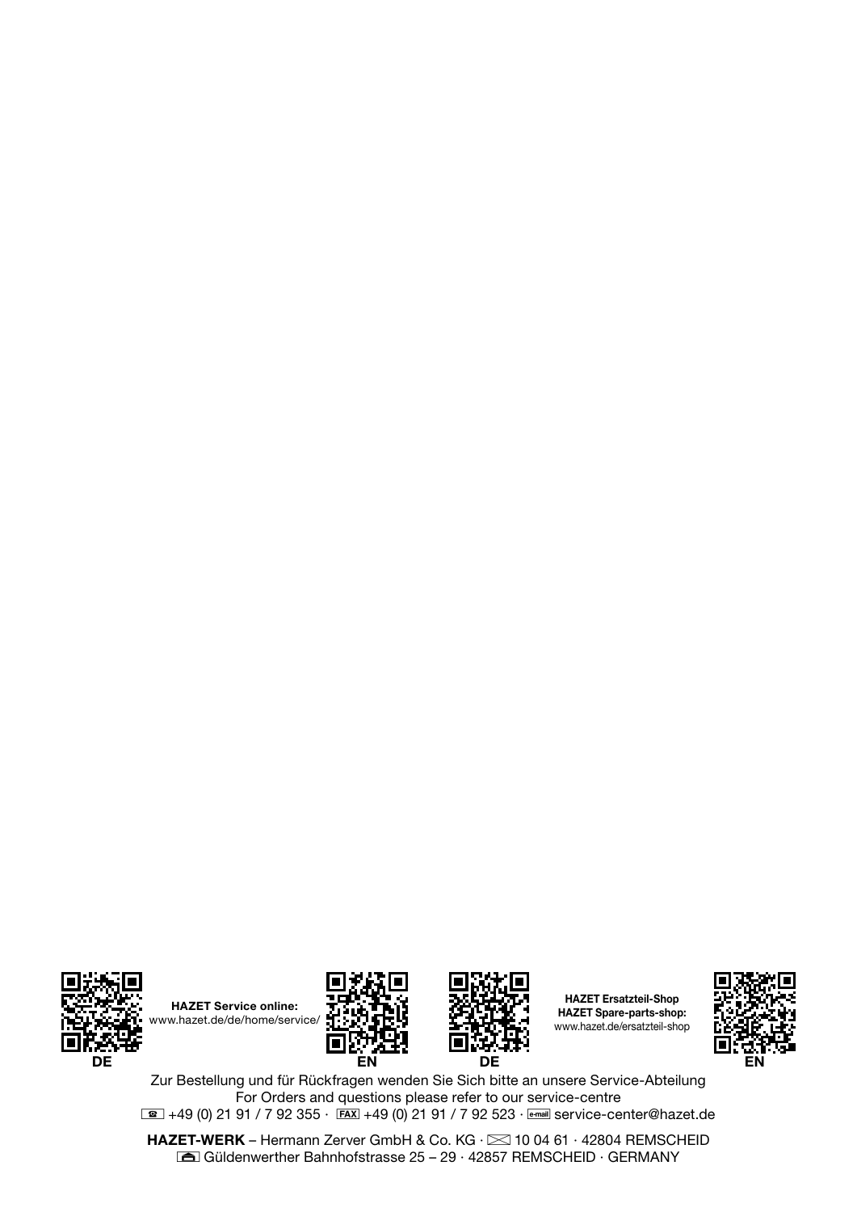DE

**HAZET Service online:**
www.hazet.de/de/home/service/

EN

DE

**HAZET Ersatzteil-Shop**
**HAZET Spare-parts-shop:**
www.hazet.de/ersatzteil-shop

EN

Zur Bestellung und für Rückfragen wenden Sie Sich bitte an unsere Service-Abteilung
For Orders and questions please refer to our service-centre
☎ +49 (0) 21 91 / 7 92 355 · FAX +49 (0) 21 91 / 7 92 523 · e-mail service-center@hazet.de

**HAZET-WERK** – Hermann Zerver GmbH & Co. KG · ✉ 10 04 61 · 42804 REMSCHEID
Güldenwerther Bahnhofstrasse 25 – 29 · 42857 REMSCHEID · GERMANY